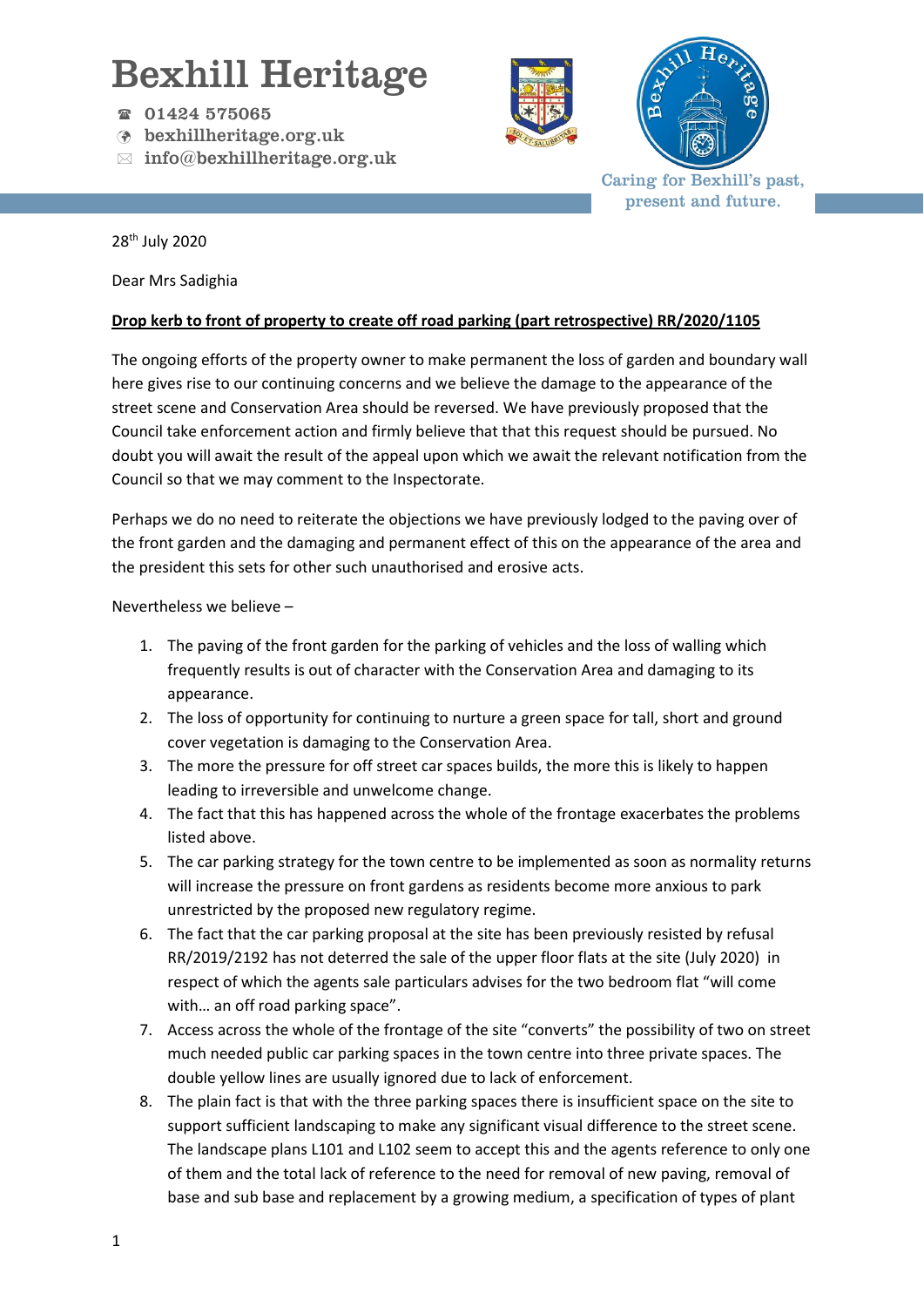# Bexhill Heritage

☎ 01424 575065
bexhillheritage.org.uk
✉ info@bexhillheritage.org.uk

Caring for Bexhill's past, present and future.

28th July 2020

Dear Mrs Sadighia

**Drop kerb to front of property to create off road parking (part retrospective) RR/2020/1105**

The ongoing efforts of the property owner to make permanent the loss of garden and boundary wall here gives rise to our continuing concerns and we believe the damage to the appearance of the street scene and Conservation Area should be reversed. We have previously proposed that the Council take enforcement action and firmly believe that that this request should be pursued. No doubt you will await the result of the appeal upon which we await the relevant notification from the Council so that we may comment to the Inspectorate.

Perhaps we do no need to reiterate the objections we have previously lodged to the paving over of the front garden and the damaging and permanent effect of this on the appearance of the area and the president this sets for other such unauthorised and erosive acts.

Nevertheless we believe –

1. The paving of the front garden for the parking of vehicles and the loss of walling which frequently results is out of character with the Conservation Area and damaging to its appearance.
2. The loss of opportunity for continuing to nurture a green space for tall, short and ground cover vegetation is damaging to the Conservation Area.
3. The more the pressure for off street car spaces builds, the more this is likely to happen leading to irreversible and unwelcome change.
4. The fact that this has happened across the whole of the frontage exacerbates the problems listed above.
5. The car parking strategy for the town centre to be implemented as soon as normality returns will increase the pressure on front gardens as residents become more anxious to park unrestricted by the proposed new regulatory regime.
6. The fact that the car parking proposal at the site has been previously resisted by refusal RR/2019/2192 has not deterred the sale of the upper floor flats at the site (July 2020) in respect of which the agents sale particulars advises for the two bedroom flat "will come with… an off road parking space".
7. Access across the whole of the frontage of the site "converts" the possibility of two on street much needed public car parking spaces in the town centre into three private spaces. The double yellow lines are usually ignored due to lack of enforcement.
8. The plain fact is that with the three parking spaces there is insufficient space on the site to support sufficient landscaping to make any significant visual difference to the street scene. The landscape plans L101 and L102 seem to accept this and the agents reference to only one of them and the total lack of reference to the need for removal of new paving, removal of base and sub base and replacement by a growing medium, a specification of types of plant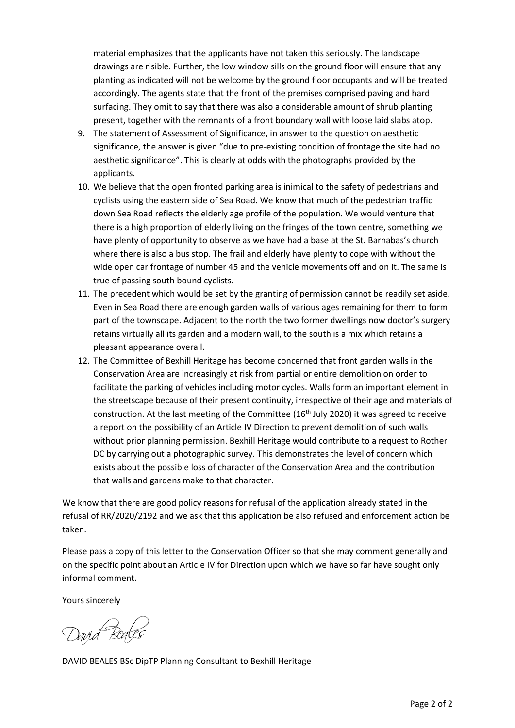material emphasizes that the applicants have not taken this seriously. The landscape drawings are risible. Further, the low window sills on the ground floor will ensure that any planting as indicated will not be welcome by the ground floor occupants and will be treated accordingly. The agents state that the front of the premises comprised paving and hard surfacing. They omit to say that there was also a considerable amount of shrub planting present, together with the remnants of a front boundary wall with loose laid slabs atop.

9. The statement of Assessment of Significance, in answer to the question on aesthetic significance, the answer is given "due to pre-existing condition of frontage the site had no aesthetic significance". This is clearly at odds with the photographs provided by the applicants.
10. We believe that the open fronted parking area is inimical to the safety of pedestrians and cyclists using the eastern side of Sea Road. We know that much of the pedestrian traffic down Sea Road reflects the elderly age profile of the population. We would venture that there is a high proportion of elderly living on the fringes of the town centre, something we have plenty of opportunity to observe as we have had a base at the St. Barnabas's church where there is also a bus stop. The frail and elderly have plenty to cope with without the wide open car frontage of number 45 and the vehicle movements off and on it. The same is true of passing south bound cyclists.
11. The precedent which would be set by the granting of permission cannot be readily set aside. Even in Sea Road there are enough garden walls of various ages remaining for them to form part of the townscape. Adjacent to the north the two former dwellings now doctor's surgery retains virtually all its garden and a modern wall, to the south is a mix which retains a pleasant appearance overall.
12. The Committee of Bexhill Heritage has become concerned that front garden walls in the Conservation Area are increasingly at risk from partial or entire demolition on order to facilitate the parking of vehicles including motor cycles. Walls form an important element in the streetscape because of their present continuity, irrespective of their age and materials of construction. At the last meeting of the Committee (16th July 2020) it was agreed to receive a report on the possibility of an Article IV Direction to prevent demolition of such walls without prior planning permission. Bexhill Heritage would contribute to a request to Rother DC by carrying out a photographic survey. This demonstrates the level of concern which exists about the possible loss of character of the Conservation Area and the contribution that walls and gardens make to that character.

We know that there are good policy reasons for refusal of the application already stated in the refusal of RR/2020/2192 and we ask that this application be also refused and enforcement action be taken.

Please pass a copy of this letter to the Conservation Officer so that she may comment generally and on the specific point about an Article IV for Direction upon which we have so far have sought only informal comment.

Yours sincerely

David Beales

DAVID BEALES BSc DipTP Planning Consultant to Bexhill Heritage